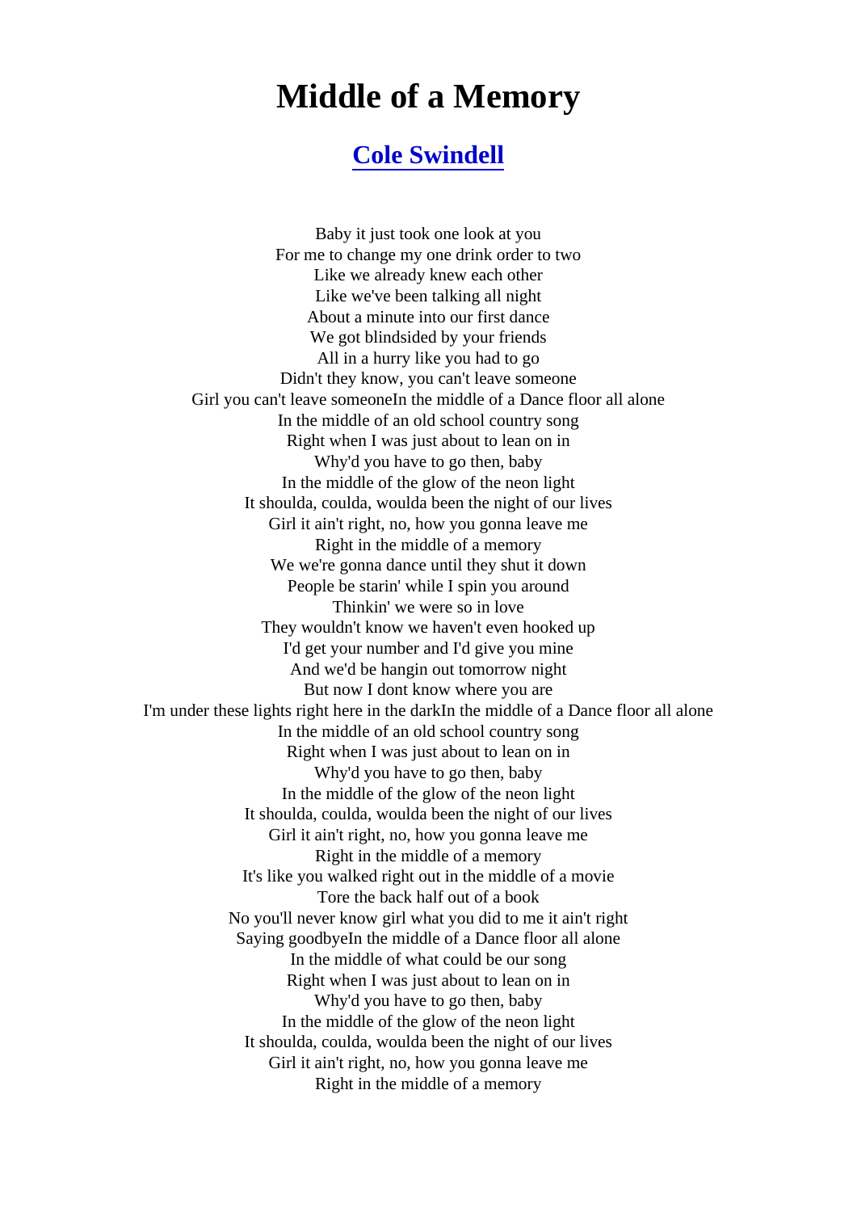# Middle of a Memory

## Cole Swindell

Baby it just took one look at you
For me to change my one drink order to two
Like we already knew each other
Like we've been talking all night
About a minute into our first dance
We got blindsided by your friends
All in a hurry like you had to go
Didn't they know, you can't leave someone
Girl you can't leave someoneIn the middle of a Dance floor all alone
In the middle of an old school country song
Right when I was just about to lean on in
Why'd you have to go then, baby
In the middle of the glow of the neon light
It shoulda, coulda, woulda been the night of our lives
Girl it ain't right, no, how you gonna leave me
Right in the middle of a memory
We we're gonna dance until they shut it down
People be starin' while I spin you around
Thinkin' we were so in love
They wouldn't know we haven't even hooked up
I'd get your number and I'd give you mine
And we'd be hangin out tomorrow night
But now I dont know where you are
I'm under these lights right here in the darkIn the middle of a Dance floor all alone
In the middle of an old school country song
Right when I was just about to lean on in
Why'd you have to go then, baby
In the middle of the glow of the neon light
It shoulda, coulda, woulda been the night of our lives
Girl it ain't right, no, how you gonna leave me
Right in the middle of a memory
It's like you walked right out in the middle of a movie
Tore the back half out of a book
No you'll never know girl what you did to me it ain't right
Saying goodbyeIn the middle of a Dance floor all alone
In the middle of what could be our song
Right when I was just about to lean on in
Why'd you have to go then, baby
In the middle of the glow of the neon light
It shoulda, coulda, woulda been the night of our lives
Girl it ain't right, no, how you gonna leave me
Right in the middle of a memory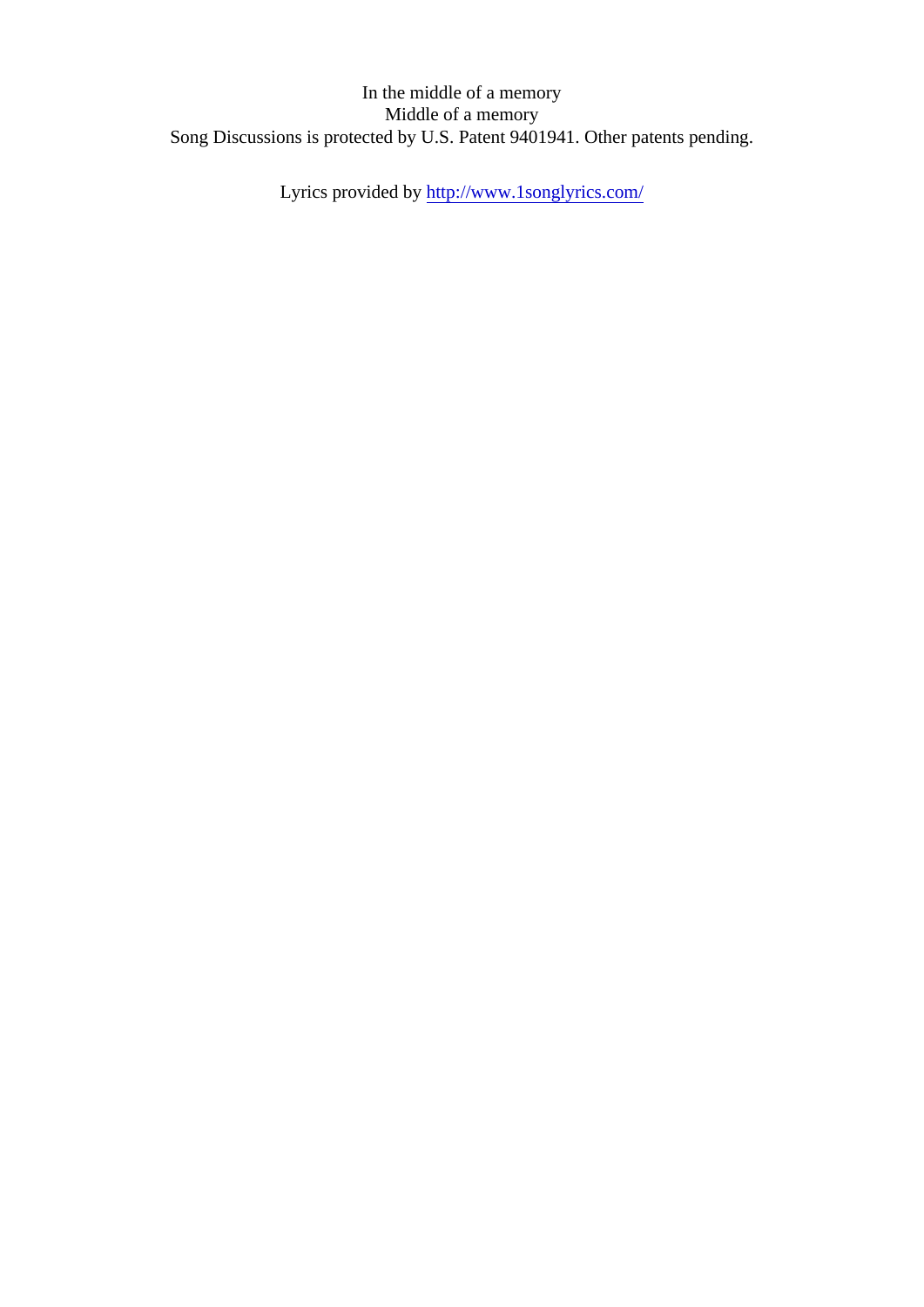In the middle of a memory
Middle of a memory
Song Discussions is protected by U.S. Patent 9401941. Other patents pending.

Lyrics provided by http://www.1songlyrics.com/